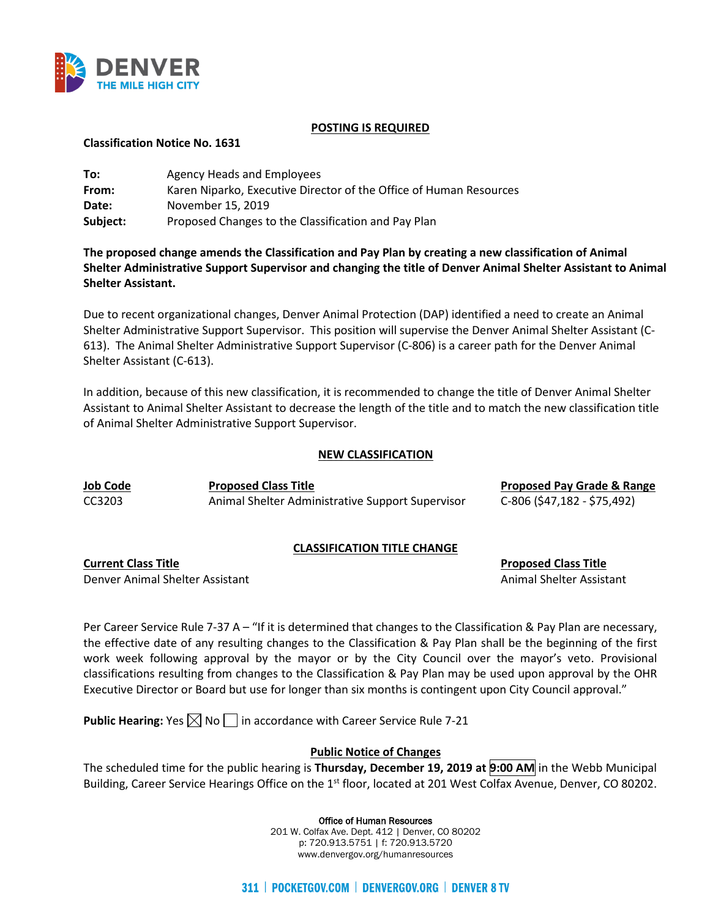**POSTING IS REQUIRED**

**Classification Notice No. 1631**

**To:** Agency Heads and Employees
**From:** Karen Niparko, Executive Director of the Office of Human Resources
**Date:** November 15, 2019
**Subject:** Proposed Changes to the Classification and Pay Plan

**The proposed change amends the Classification and Pay Plan by creating a new classification of Animal Shelter Administrative Support Supervisor and changing the title of Denver Animal Shelter Assistant to Animal Shelter Assistant.**

Due to recent organizational changes, Denver Animal Protection (DAP) identified a need to create an Animal Shelter Administrative Support Supervisor. This position will supervise the Denver Animal Shelter Assistant (C-613). The Animal Shelter Administrative Support Supervisor (C-806) is a career path for the Denver Animal Shelter Assistant (C-613).

In addition, because of this new classification, it is recommended to change the title of Denver Animal Shelter Assistant to Animal Shelter Assistant to decrease the length of the title and to match the new classification title of Animal Shelter Administrative Support Supervisor.

**NEW CLASSIFICATION**

| Job Code | Proposed Class Title | Proposed Pay Grade & Range |
|---|---|---|
| CC3203 | Animal Shelter Administrative Support Supervisor | C-806 ($47,182 - $75,492) |

**CLASSIFICATION TITLE CHANGE**

| Current Class Title | Proposed Class Title |
|---|---|
| Denver Animal Shelter Assistant | Animal Shelter Assistant |

Per Career Service Rule 7-37 A – "If it is determined that changes to the Classification & Pay Plan are necessary, the effective date of any resulting changes to the Classification & Pay Plan shall be the beginning of the first work week following approval by the mayor or by the City Council over the mayor's veto. Provisional classifications resulting from changes to the Classification & Pay Plan may be used upon approval by the OHR Executive Director or Board but use for longer than six months is contingent upon City Council approval."

**Public Hearing:** Yes ☒ No ☐ in accordance with Career Service Rule 7-21

**Public Notice of Changes**

The scheduled time for the public hearing is **Thursday, December 19, 2019 at 9:00 AM** in the Webb Municipal Building, Career Service Hearings Office on the 1st floor, located at 201 West Colfax Avenue, Denver, CO 80202.

Office of Human Resources
201 W. Colfax Ave. Dept. 412 | Denver, CO 80202
p: 720.913.5751 | f: 720.913.5720
www.denvergov.org/humanresources

311 | POCKETGOV.COM | DENVERGOV.ORG | DENVER 8 TV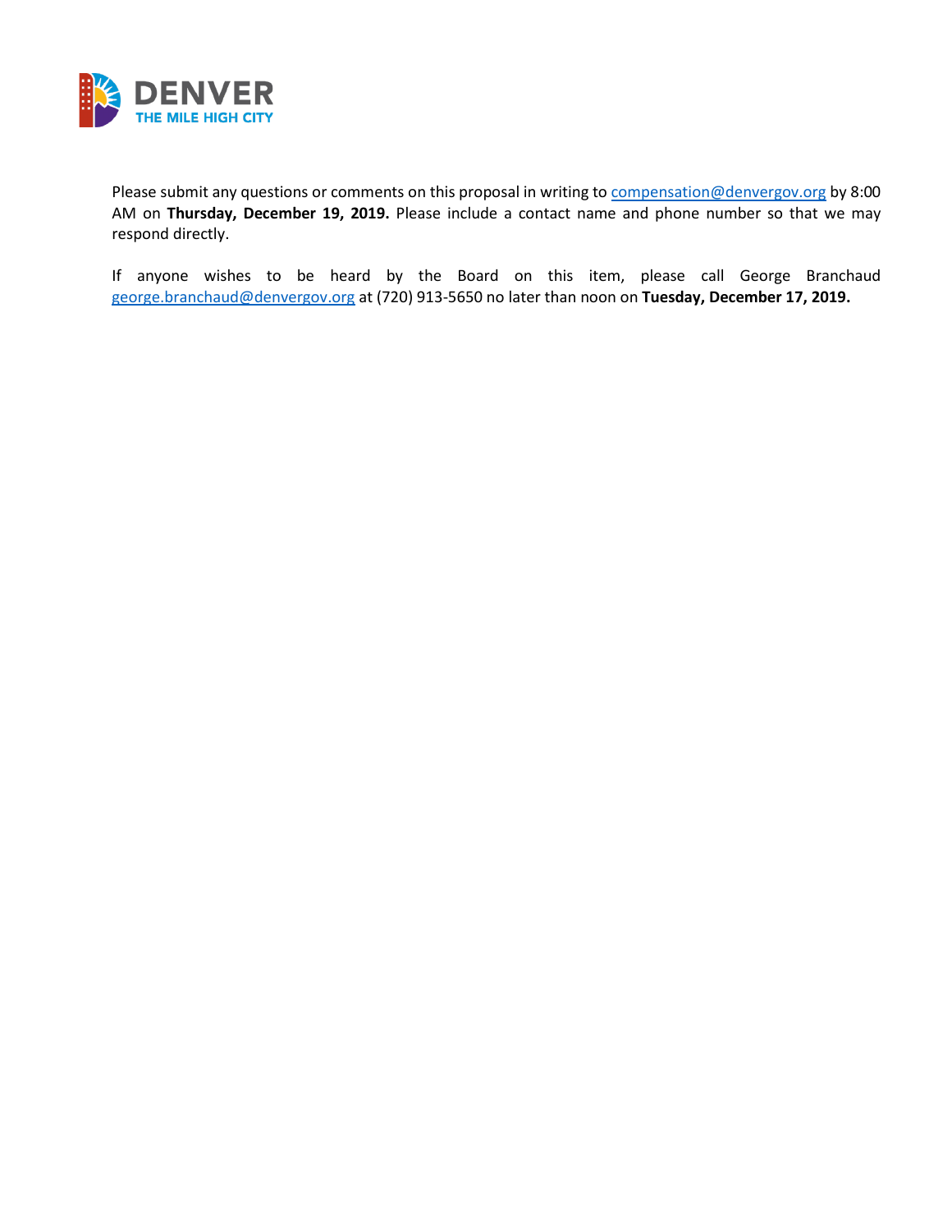Please submit any questions or comments on this proposal in writing to compensation@denvergov.org by 8:00 AM on **Thursday, December 19, 2019.** Please include a contact name and phone number so that we may respond directly.

If anyone wishes to be heard by the Board on this item, please call George Branchaud george.branchaud@denvergov.org at (720) 913-5650 no later than noon on **Tuesday, December 17, 2019.**